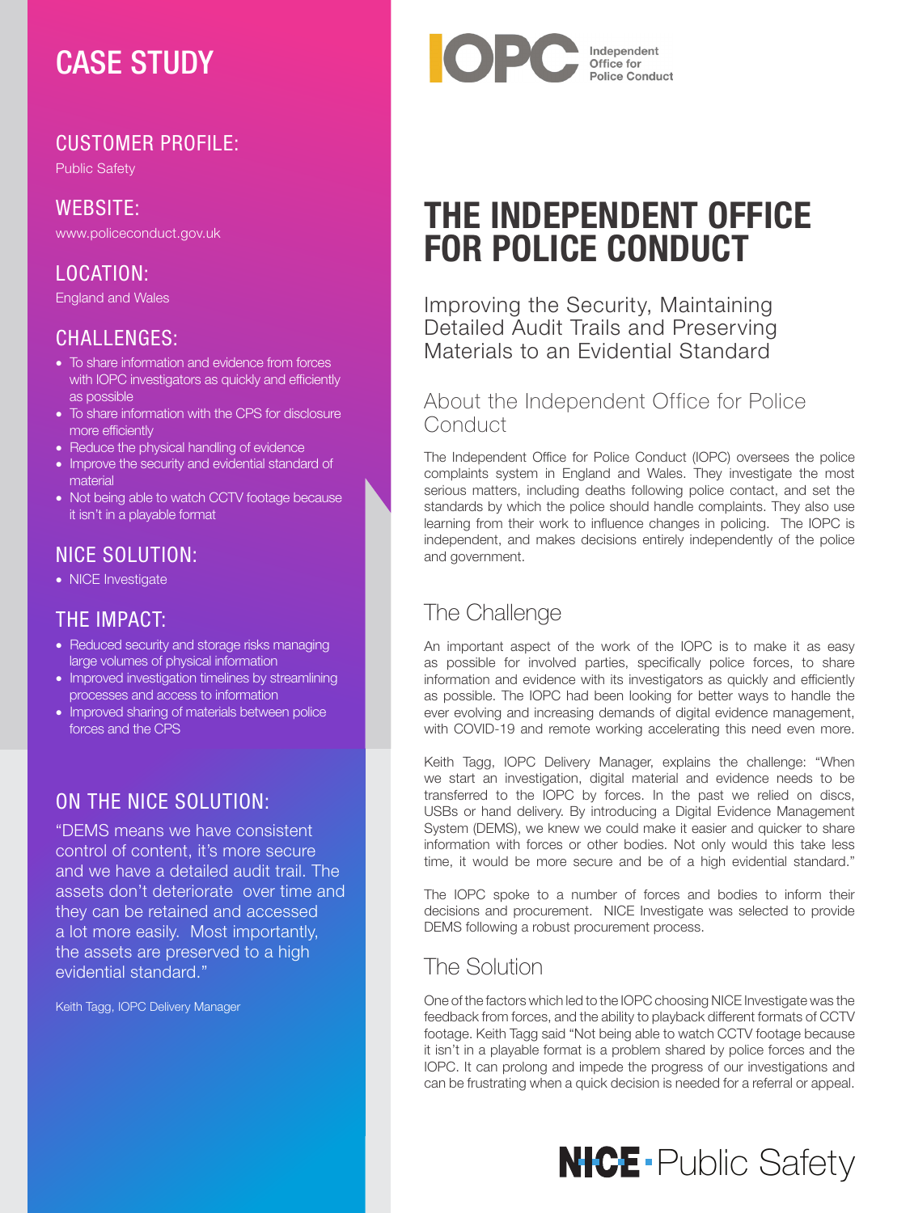# CASE STUDY

## CUSTOMER PROFILE:

Public Safety

## WEBSITE:

www.policeconduct.gov.uk

## LOCATION:

England and Wales

## CHALLENGES:

- To share information and evidence from forces with IOPC investigators as quickly and efficiently as possible
- To share information with the CPS for disclosure more efficiently
- Reduce the physical handling of evidence
- Improve the security and evidential standard of material
- Not being able to watch CCTV footage because it isn't in a playable format

## NICE SOLUTION:

- NICE Investigate

## THE IMPACT:

- Reduced security and storage risks managing large volumes of physical information
- Improved investigation timelines by streamlining processes and access to information
- Improved sharing of materials between police forces and the CPS

## ON THE NICE SOLUTION:

"DEMS means we have consistent control of content, it's more secure and we have a detailed audit trail. The assets don't deteriorate over time and they can be retained and accessed a lot more easily. Most importantly, the assets are preserved to a high evidential standard."

Keith Tagg, IOPC Delivery Manager

IOPC Independent Office for Police Conduct

# THE INDEPENDENT OFFICE FOR POLICE CONDUCT

Improving the Security, Maintaining Detailed Audit Trails and Preserving Materials to an Evidential Standard

## About the Independent Office for Police Conduct

The Independent Office for Police Conduct (IOPC) oversees the police complaints system in England and Wales. They investigate the most serious matters, including deaths following police contact, and set the standards by which the police should handle complaints. They also use learning from their work to influence changes in policing. The IOPC is independent, and makes decisions entirely independently of the police and government.

## The Challenge

An important aspect of the work of the IOPC is to make it as easy as possible for involved parties, specifically police forces, to share information and evidence with its investigators as quickly and efficiently as possible. The IOPC had been looking for better ways to handle the ever evolving and increasing demands of digital evidence management, with COVID-19 and remote working accelerating this need even more.

Keith Tagg, IOPC Delivery Manager, explains the challenge: "When we start an investigation, digital material and evidence needs to be transferred to the IOPC by forces. In the past we relied on discs, USBs or hand delivery. By introducing a Digital Evidence Management System (DEMS), we knew we could make it easier and quicker to share information with forces or other bodies. Not only would this take less time, it would be more secure and be of a high evidential standard."

The IOPC spoke to a number of forces and bodies to inform their decisions and procurement. NICE Investigate was selected to provide DEMS following a robust procurement process.

## The Solution

One of the factors which led to the IOPC choosing NICE Investigate was the feedback from forces, and the ability to playback different formats of CCTV footage. Keith Tagg said "Not being able to watch CCTV footage because it isn't in a playable format is a problem shared by police forces and the IOPC. It can prolong and impede the progress of our investigations and can be frustrating when a quick decision is needed for a referral or appeal.

NICE · Public Safety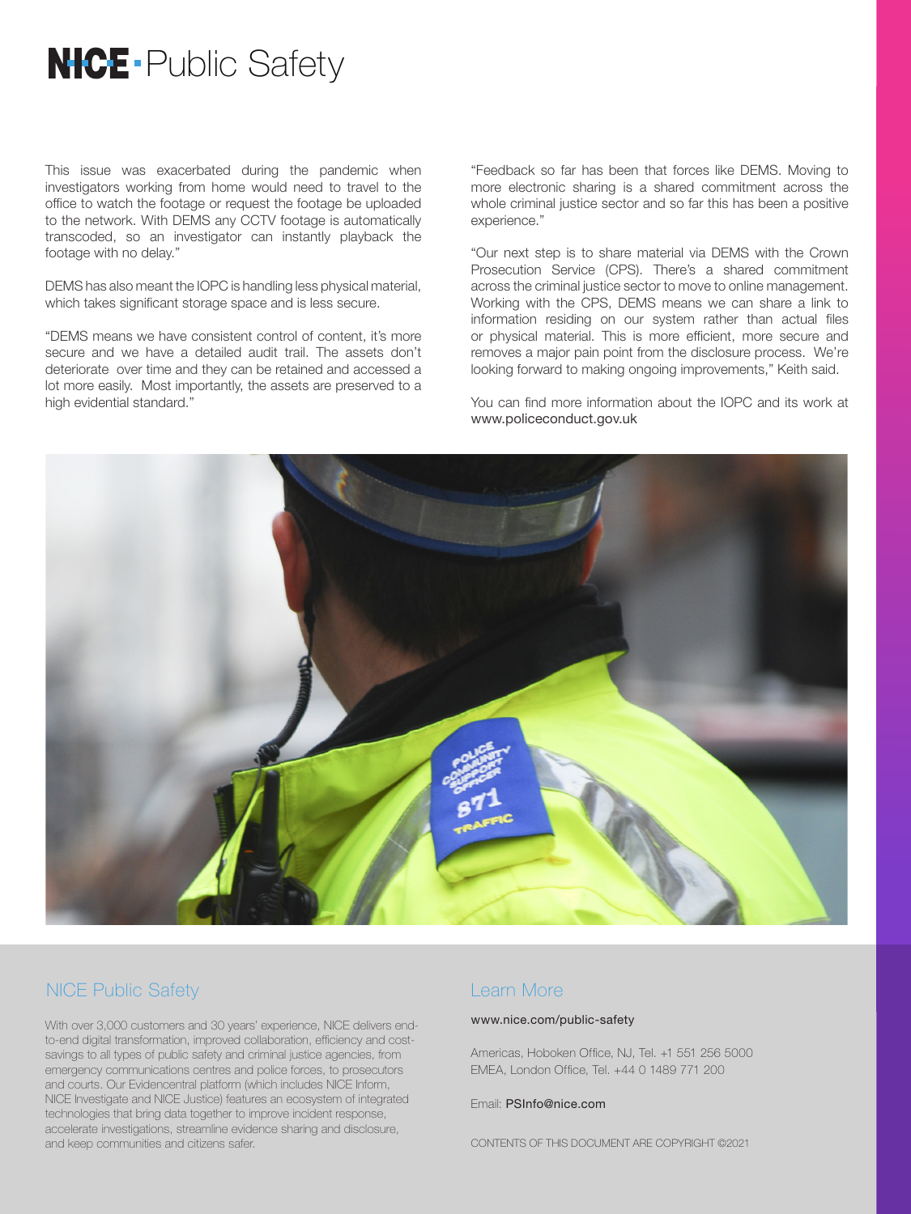# NICE · Public Safety

This issue was exacerbated during the pandemic when investigators working from home would need to travel to the office to watch the footage or request the footage be uploaded to the network. With DEMS any CCTV footage is automatically transcoded, so an investigator can instantly playback the footage with no delay."

DEMS has also meant the IOPC is handling less physical material, which takes significant storage space and is less secure.

"DEMS means we have consistent control of content, it's more secure and we have a detailed audit trail. The assets don't deteriorate over time and they can be retained and accessed a lot more easily. Most importantly, the assets are preserved to a high evidential standard."

"Feedback so far has been that forces like DEMS. Moving to more electronic sharing is a shared commitment across the whole criminal justice sector and so far this has been a positive experience."

"Our next step is to share material via DEMS with the Crown Prosecution Service (CPS). There's a shared commitment across the criminal justice sector to move to online management. Working with the CPS, DEMS means we can share a link to information residing on our system rather than actual files or physical material. This is more efficient, more secure and removes a major pain point from the disclosure process. We're looking forward to making ongoing improvements," Keith said.

You can find more information about the IOPC and its work at www.policeconduct.gov.uk

## NICE Public Safety

With over 3,000 customers and 30 years' experience, NICE delivers end-to-end digital transformation, improved collaboration, efficiency and cost-savings to all types of public safety and criminal justice agencies, from emergency communications centres and police forces, to prosecutors and courts. Our Evidencentral platform (which includes NICE Inform, NICE Investigate and NICE Justice) features an ecosystem of integrated technologies that bring data together to improve incident response, accelerate investigations, streamline evidence sharing and disclosure, and keep communities and citizens safer.

## Learn More

www.nice.com/public-safety

Americas, Hoboken Office, NJ, Tel. +1 551 256 5000
EMEA, London Office, Tel. +44 0 1489 771 200

Email: PSInfo@nice.com

CONTENTS OF THIS DOCUMENT ARE COPYRIGHT ©2021